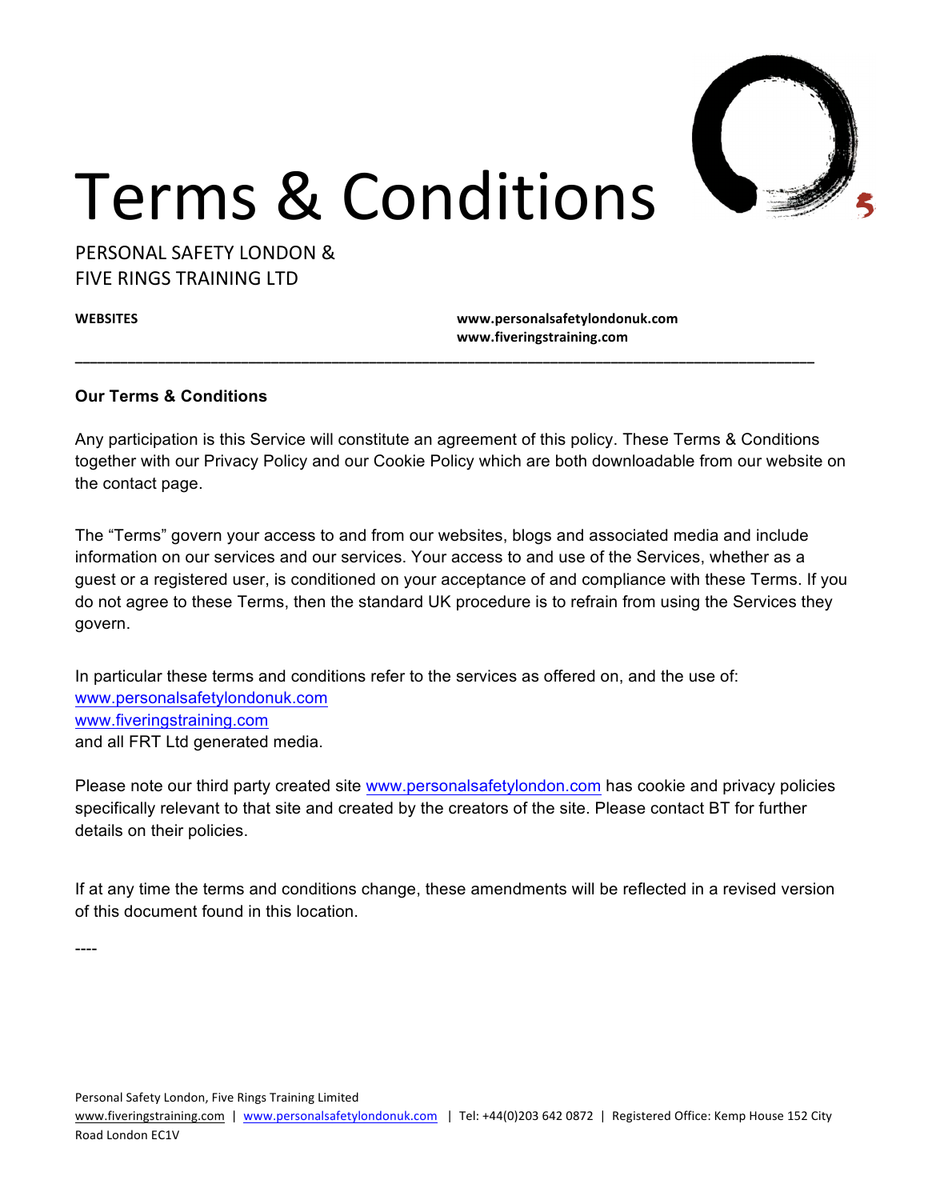# Terms & Conditions

PERSONAL SAFETY LONDON &
FIVE RINGS TRAINING LTD

**WEBSITES** **www.personalsafetylondonuk.com**
**www.fiveringstraining.com**

---

**Our Terms & Conditions**

Any participation is this Service will constitute an agreement of this policy. These Terms & Conditions together with our Privacy Policy and our Cookie Policy which are both downloadable from our website on the contact page.

The “Terms” govern your access to and from our websites, blogs and associated media and include information on our services and our services. Your access to and use of the Services, whether as a guest or a registered user, is conditioned on your acceptance of and compliance with these Terms. If you do not agree to these Terms, then the standard UK procedure is to refrain from using the Services they govern.

In particular these terms and conditions refer to the services as offered on, and the use of:
www.personalsafetylondonuk.com
www.fiveringstraining.com
and all FRT Ltd generated media.

Please note our third party created site www.personalsafetylondon.com has cookie and privacy policies specifically relevant to that site and created by the creators of the site. Please contact BT for further details on their policies.

If at any time the terms and conditions change, these amendments will be reflected in a revised version of this document found in this location.

----

Personal Safety London, Five Rings Training Limited
www.fiveringstraining.com | www.personalsafetylondonuk.com | Tel: +44(0)203 642 0872 | Registered Office: Kemp House 152 City Road London EC1V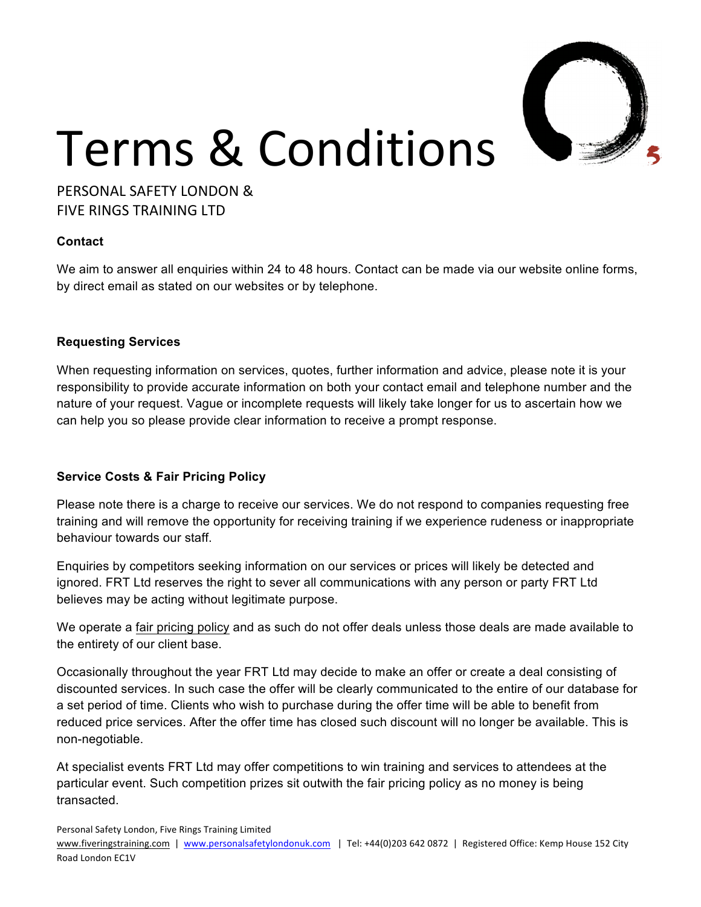# Terms & Conditions

PERSONAL SAFETY LONDON &
FIVE RINGS TRAINING LTD

**Contact**

We aim to answer all enquiries within 24 to 48 hours. Contact can be made via our website online forms, by direct email as stated on our websites or by telephone.

**Requesting Services**

When requesting information on services, quotes, further information and advice, please note it is your responsibility to provide accurate information on both your contact email and telephone number and the nature of your request. Vague or incomplete requests will likely take longer for us to ascertain how we can help you so please provide clear information to receive a prompt response.

**Service Costs & Fair Pricing Policy**

Please note there is a charge to receive our services. We do not respond to companies requesting free training and will remove the opportunity for receiving training if we experience rudeness or inappropriate behaviour towards our staff.

Enquiries by competitors seeking information on our services or prices will likely be detected and ignored. FRT Ltd reserves the right to sever all communications with any person or party FRT Ltd believes may be acting without legitimate purpose.

We operate a fair pricing policy and as such do not offer deals unless those deals are made available to the entirety of our client base.

Occasionally throughout the year FRT Ltd may decide to make an offer or create a deal consisting of discounted services. In such case the offer will be clearly communicated to the entire of our database for a set period of time. Clients who wish to purchase during the offer time will be able to benefit from reduced price services. After the offer time has closed such discount will no longer be available. This is non-negotiable.

At specialist events FRT Ltd may offer competitions to win training and services to attendees at the particular event. Such competition prizes sit outwith the fair pricing policy as no money is being transacted.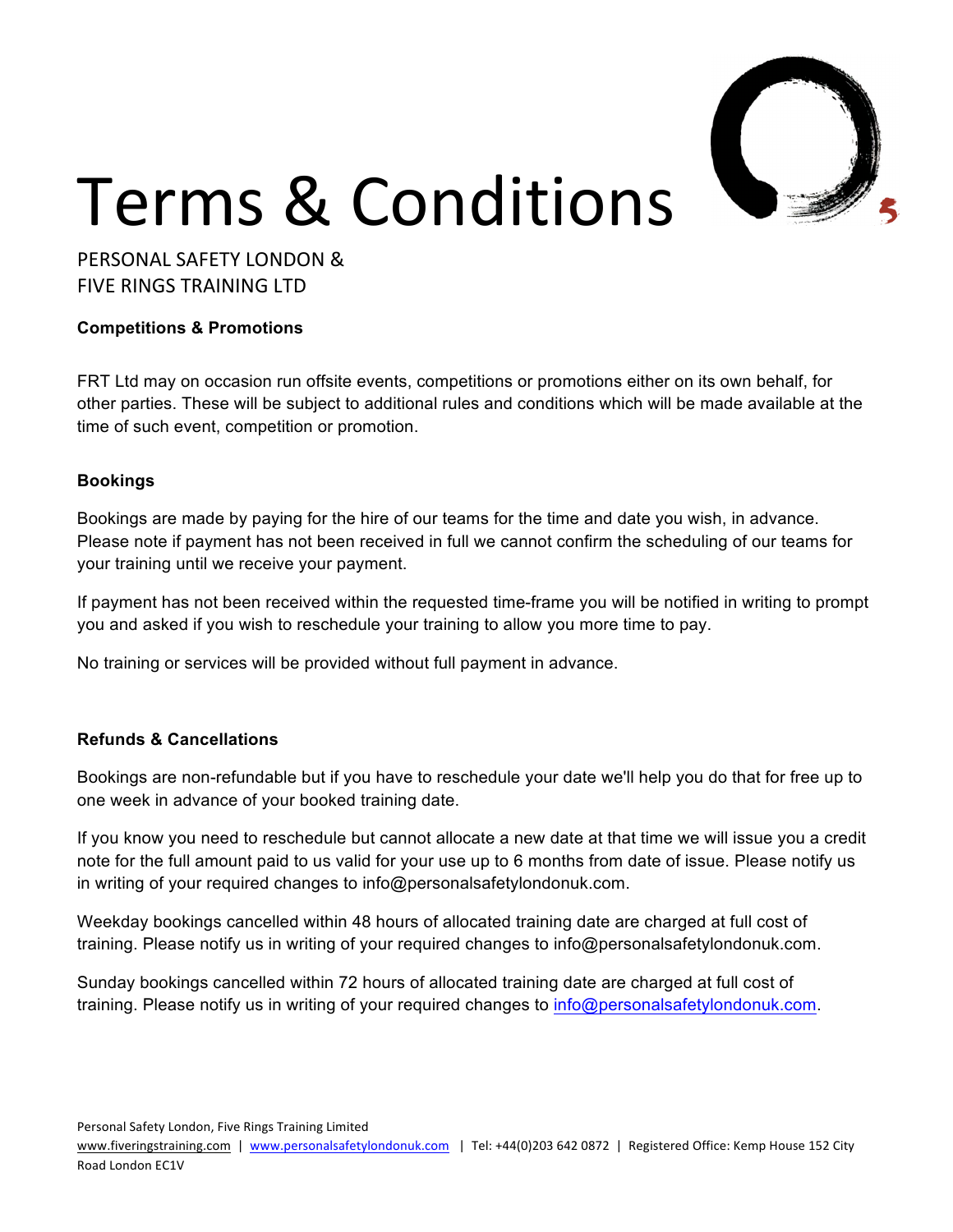# Terms & Conditions

PERSONAL SAFETY LONDON &
FIVE RINGS TRAINING LTD

**Competitions & Promotions**

FRT Ltd may on occasion run offsite events, competitions or promotions either on its own behalf, for other parties. These will be subject to additional rules and conditions which will be made available at the time of such event, competition or promotion.

**Bookings**

Bookings are made by paying for the hire of our teams for the time and date you wish, in advance. Please note if payment has not been received in full we cannot confirm the scheduling of our teams for your training until we receive your payment.

If payment has not been received within the requested time-frame you will be notified in writing to prompt you and asked if you wish to reschedule your training to allow you more time to pay.

No training or services will be provided without full payment in advance.

**Refunds & Cancellations**

Bookings are non-refundable but if you have to reschedule your date we'll help you do that for free up to one week in advance of your booked training date.

If you know you need to reschedule but cannot allocate a new date at that time we will issue you a credit note for the full amount paid to us valid for your use up to 6 months from date of issue. Please notify us in writing of your required changes to info@personalsafetylondonuk.com.

Weekday bookings cancelled within 48 hours of allocated training date are charged at full cost of training. Please notify us in writing of your required changes to info@personalsafetylondonuk.com.

Sunday bookings cancelled within 72 hours of allocated training date are charged at full cost of training. Please notify us in writing of your required changes to info@personalsafetylondonuk.com.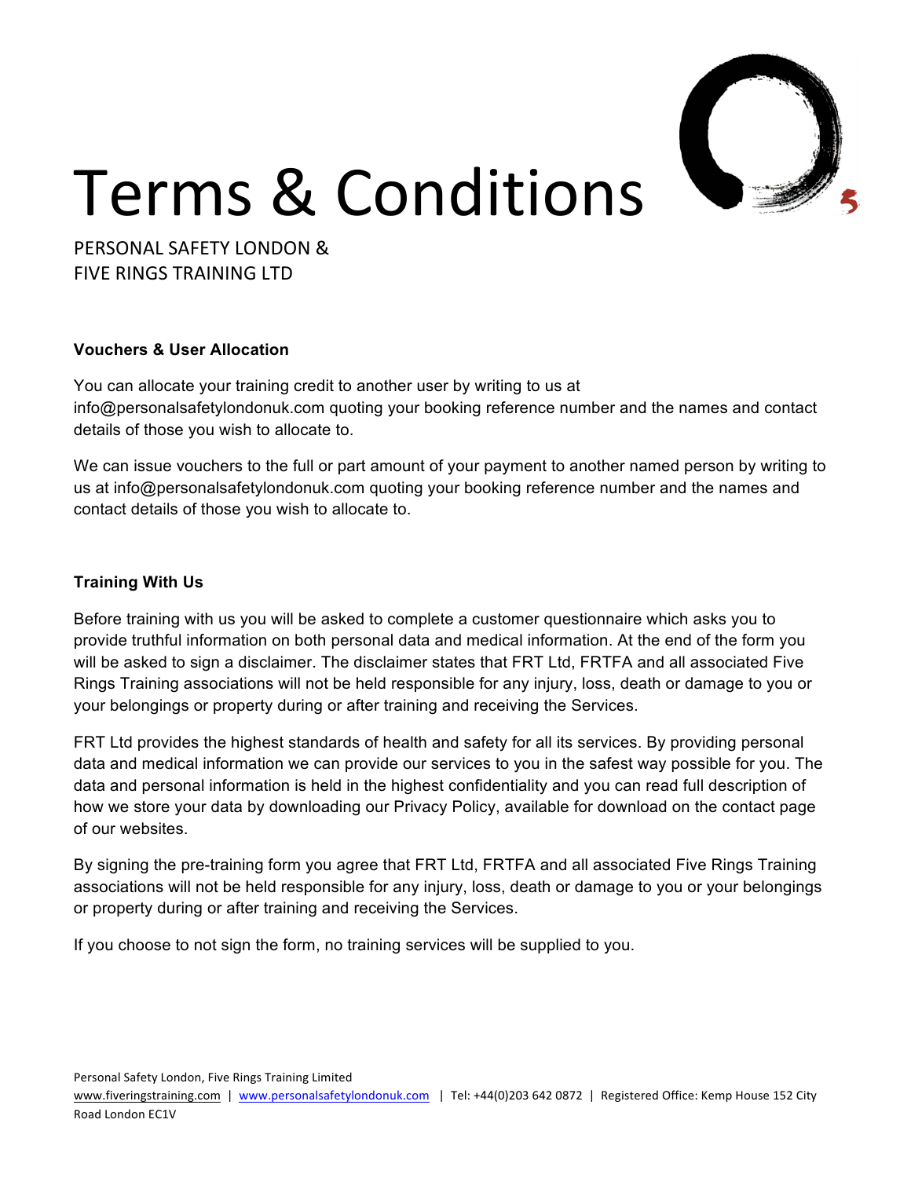# Terms & Conditions

PERSONAL SAFETY LONDON &
FIVE RINGS TRAINING LTD

**Vouchers & User Allocation**

You can allocate your training credit to another user by writing to us at info@personalsafetylondonuk.com quoting your booking reference number and the names and contact details of those you wish to allocate to.

We can issue vouchers to the full or part amount of your payment to another named person by writing to us at info@personalsafetylondonuk.com quoting your booking reference number and the names and contact details of those you wish to allocate to.

**Training With Us**

Before training with us you will be asked to complete a customer questionnaire which asks you to provide truthful information on both personal data and medical information. At the end of the form you will be asked to sign a disclaimer. The disclaimer states that FRT Ltd, FRTFA and all associated Five Rings Training associations will not be held responsible for any injury, loss, death or damage to you or your belongings or property during or after training and receiving the Services.

FRT Ltd provides the highest standards of health and safety for all its services. By providing personal data and medical information we can provide our services to you in the safest way possible for you. The data and personal information is held in the highest confidentiality and you can read full description of how we store your data by downloading our Privacy Policy, available for download on the contact page of our websites.

By signing the pre-training form you agree that FRT Ltd, FRTFA and all associated Five Rings Training associations will not be held responsible for any injury, loss, death or damage to you or your belongings or property during or after training and receiving the Services.

If you choose to not sign the form, no training services will be supplied to you.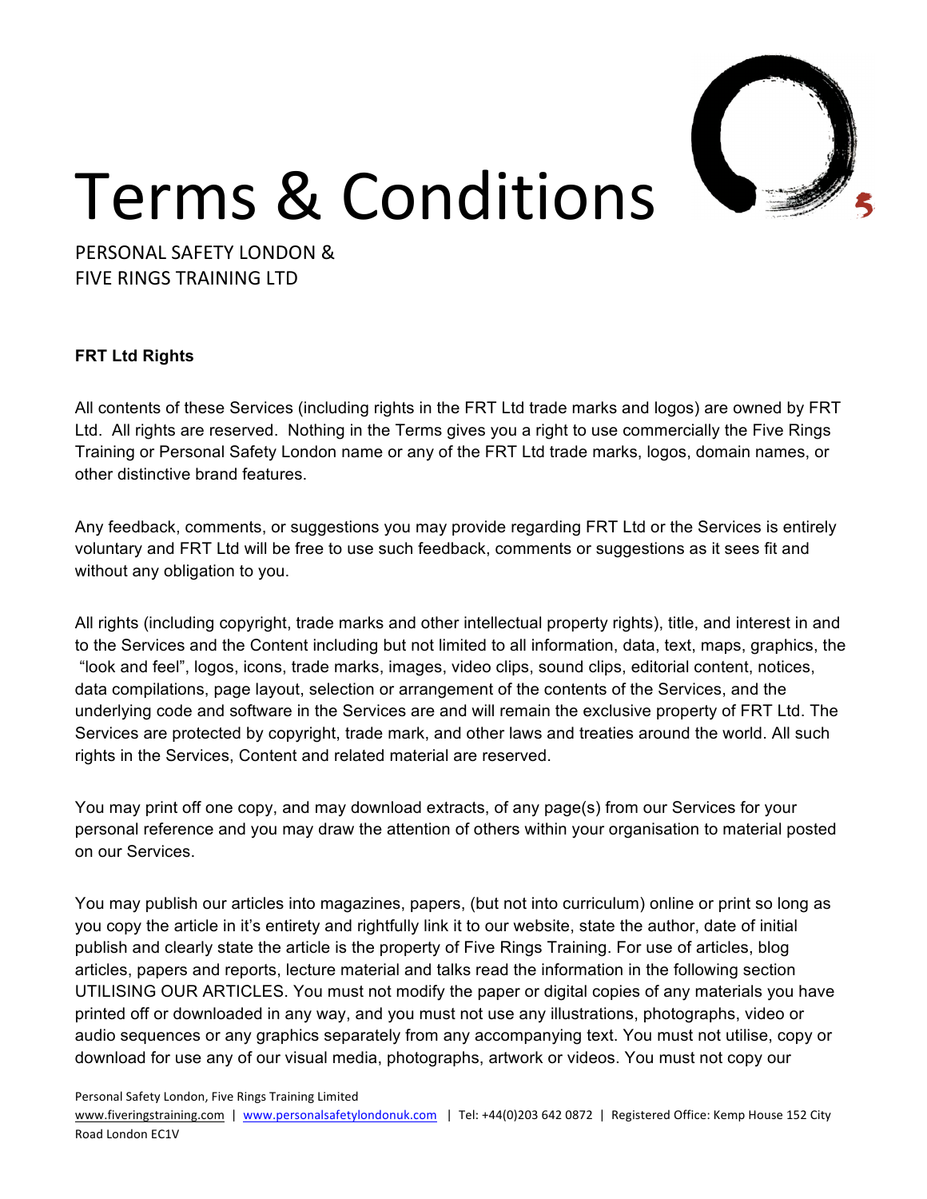# Terms & Conditions

PERSONAL SAFETY LONDON &
FIVE RINGS TRAINING LTD

**FRT Ltd Rights**

All contents of these Services (including rights in the FRT Ltd trade marks and logos) are owned by FRT Ltd. All rights are reserved. Nothing in the Terms gives you a right to use commercially the Five Rings Training or Personal Safety London name or any of the FRT Ltd trade marks, logos, domain names, or other distinctive brand features.

Any feedback, comments, or suggestions you may provide regarding FRT Ltd or the Services is entirely voluntary and FRT Ltd will be free to use such feedback, comments or suggestions as it sees fit and without any obligation to you.

All rights (including copyright, trade marks and other intellectual property rights), title, and interest in and to the Services and the Content including but not limited to all information, data, text, maps, graphics, the "look and feel", logos, icons, trade marks, images, video clips, sound clips, editorial content, notices, data compilations, page layout, selection or arrangement of the contents of the Services, and the underlying code and software in the Services are and will remain the exclusive property of FRT Ltd. The Services are protected by copyright, trade mark, and other laws and treaties around the world. All such rights in the Services, Content and related material are reserved.

You may print off one copy, and may download extracts, of any page(s) from our Services for your personal reference and you may draw the attention of others within your organisation to material posted on our Services.

You may publish our articles into magazines, papers, (but not into curriculum) online or print so long as you copy the article in it's entirety and rightfully link it to our website, state the author, date of initial publish and clearly state the article is the property of Five Rings Training. For use of articles, blog articles, papers and reports, lecture material and talks read the information in the following section UTILISING OUR ARTICLES. You must not modify the paper or digital copies of any materials you have printed off or downloaded in any way, and you must not use any illustrations, photographs, video or audio sequences or any graphics separately from any accompanying text. You must not utilise, copy or download for use any of our visual media, photographs, artwork or videos. You must not copy our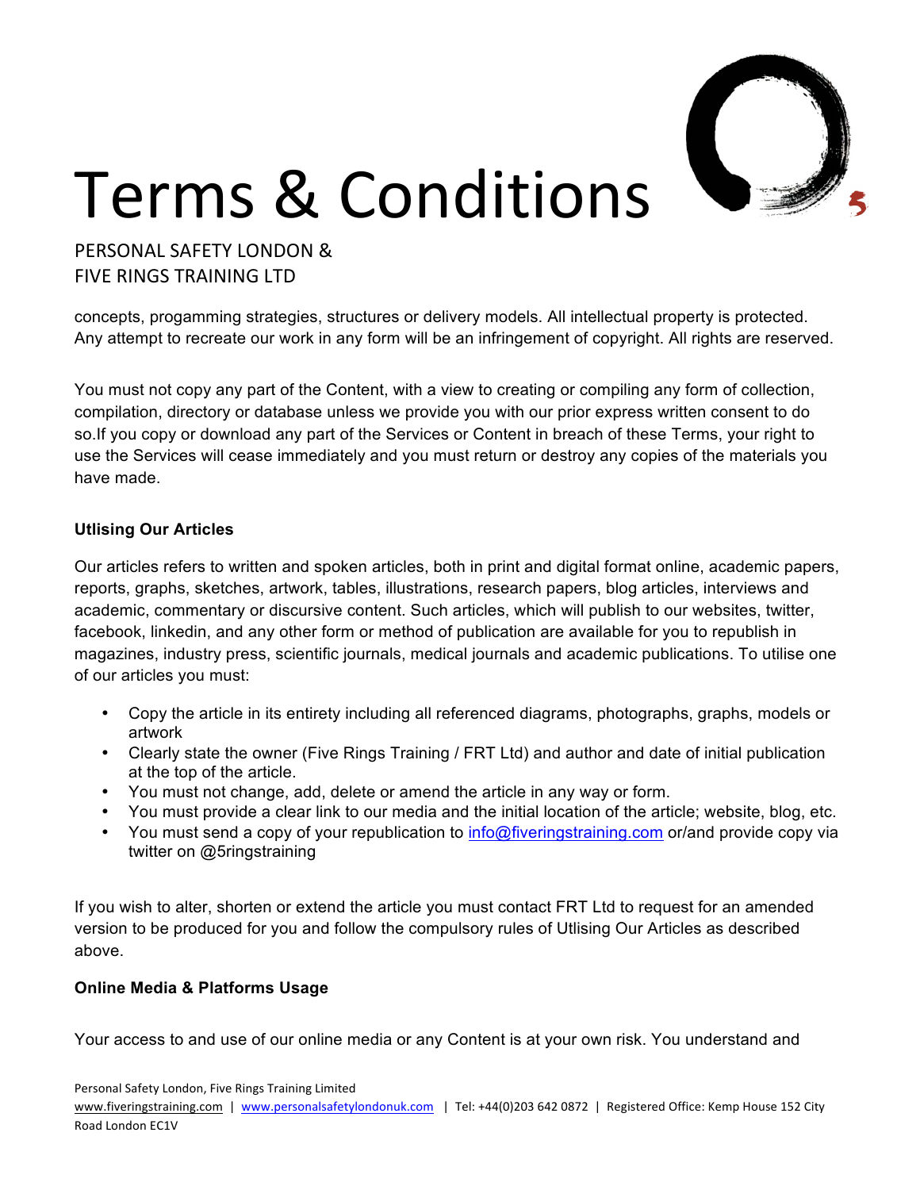concepts, progamming strategies, structures or delivery models. All intellectual property is protected. Any attempt to recreate our work in any form will be an infringement of copyright. All rights are reserved.

You must not copy any part of the Content, with a view to creating or compiling any form of collection, compilation, directory or database unless we provide you with our prior express written consent to do so.If you copy or download any part of the Services or Content in breach of these Terms, your right to use the Services will cease immediately and you must return or destroy any copies of the materials you have made.

**Utlising Our Articles**

Our articles refers to written and spoken articles, both in print and digital format online, academic papers, reports, graphs, sketches, artwork, tables, illustrations, research papers, blog articles, interviews and academic, commentary or discursive content. Such articles, which will publish to our websites, twitter, facebook, linkedin, and any other form or method of publication are available for you to republish in magazines, industry press, scientific journals, medical journals and academic publications. To utilise one of our articles you must:

- Copy the article in its entirety including all referenced diagrams, photographs, graphs, models or artwork
- Clearly state the owner (Five Rings Training / FRT Ltd) and author and date of initial publication at the top of the article.
- You must not change, add, delete or amend the article in any way or form.
- You must provide a clear link to our media and the initial location of the article; website, blog, etc.
- You must send a copy of your republication to info@fiveringstraining.com or/and provide copy via twitter on @5ringstraining

If you wish to alter, shorten or extend the article you must contact FRT Ltd to request for an amended version to be produced for you and follow the compulsory rules of Utlising Our Articles as described above.

**Online Media & Platforms Usage**

Your access to and use of our online media or any Content is at your own risk. You understand and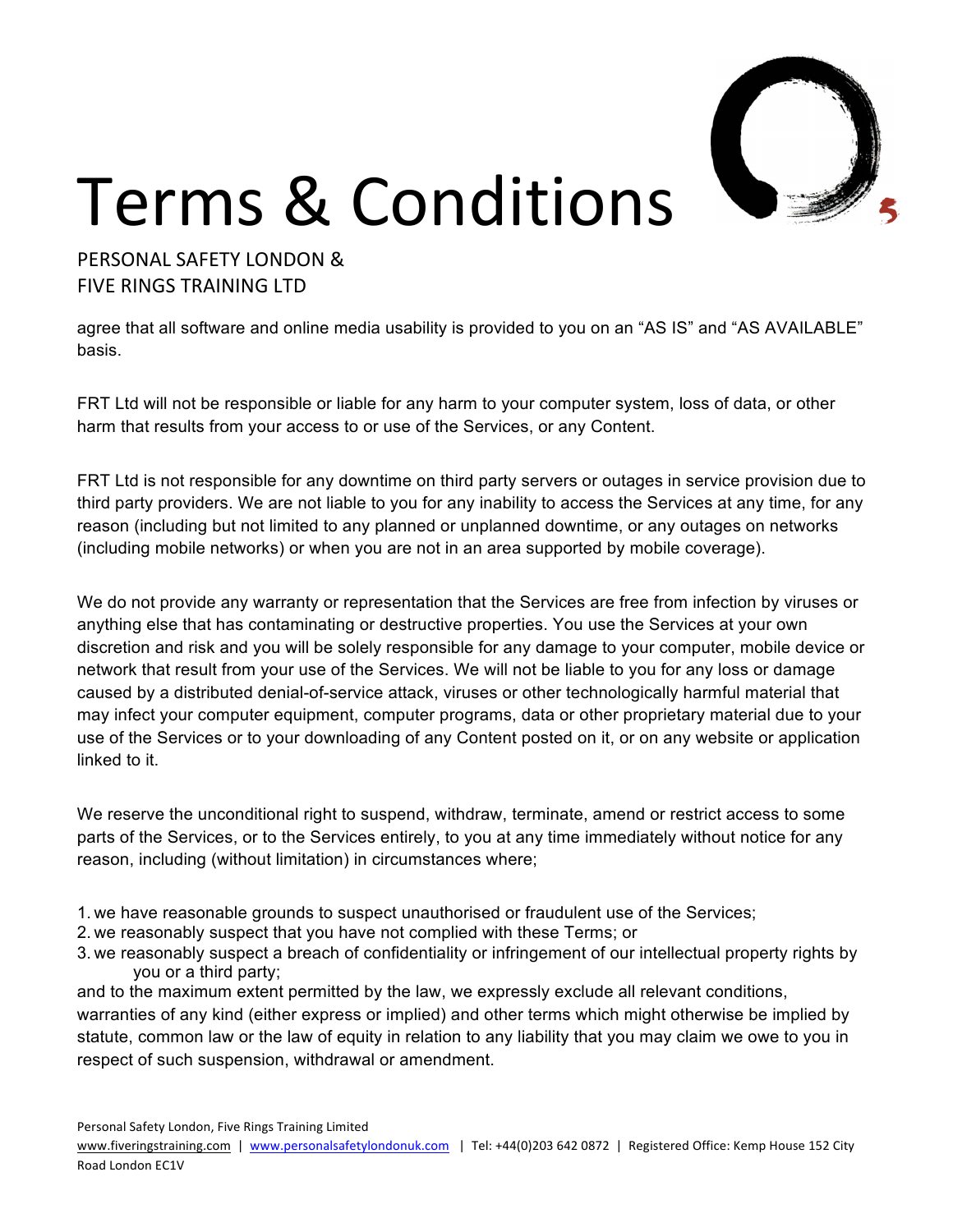agree that all software and online media usability is provided to you on an “AS IS” and “AS AVAILABLE” basis.

FRT Ltd will not be responsible or liable for any harm to your computer system, loss of data, or other harm that results from your access to or use of the Services, or any Content.

FRT Ltd is not responsible for any downtime on third party servers or outages in service provision due to third party providers. We are not liable to you for any inability to access the Services at any time, for any reason (including but not limited to any planned or unplanned downtime, or any outages on networks (including mobile networks) or when you are not in an area supported by mobile coverage).

We do not provide any warranty or representation that the Services are free from infection by viruses or anything else that has contaminating or destructive properties. You use the Services at your own discretion and risk and you will be solely responsible for any damage to your computer, mobile device or network that result from your use of the Services. We will not be liable to you for any loss or damage caused by a distributed denial-of-service attack, viruses or other technologically harmful material that may infect your computer equipment, computer programs, data or other proprietary material due to your use of the Services or to your downloading of any Content posted on it, or on any website or application linked to it.

We reserve the unconditional right to suspend, withdraw, terminate, amend or restrict access to some parts of the Services, or to the Services entirely, to you at any time immediately without notice for any reason, including (without limitation) in circumstances where;

1. we have reasonable grounds to suspect unauthorised or fraudulent use of the Services;
2. we reasonably suspect that you have not complied with these Terms; or
3. we reasonably suspect a breach of confidentiality or infringement of our intellectual property rights by you or a third party;

and to the maximum extent permitted by the law, we expressly exclude all relevant conditions, warranties of any kind (either express or implied) and other terms which might otherwise be implied by statute, common law or the law of equity in relation to any liability that you may claim we owe to you in respect of such suspension, withdrawal or amendment.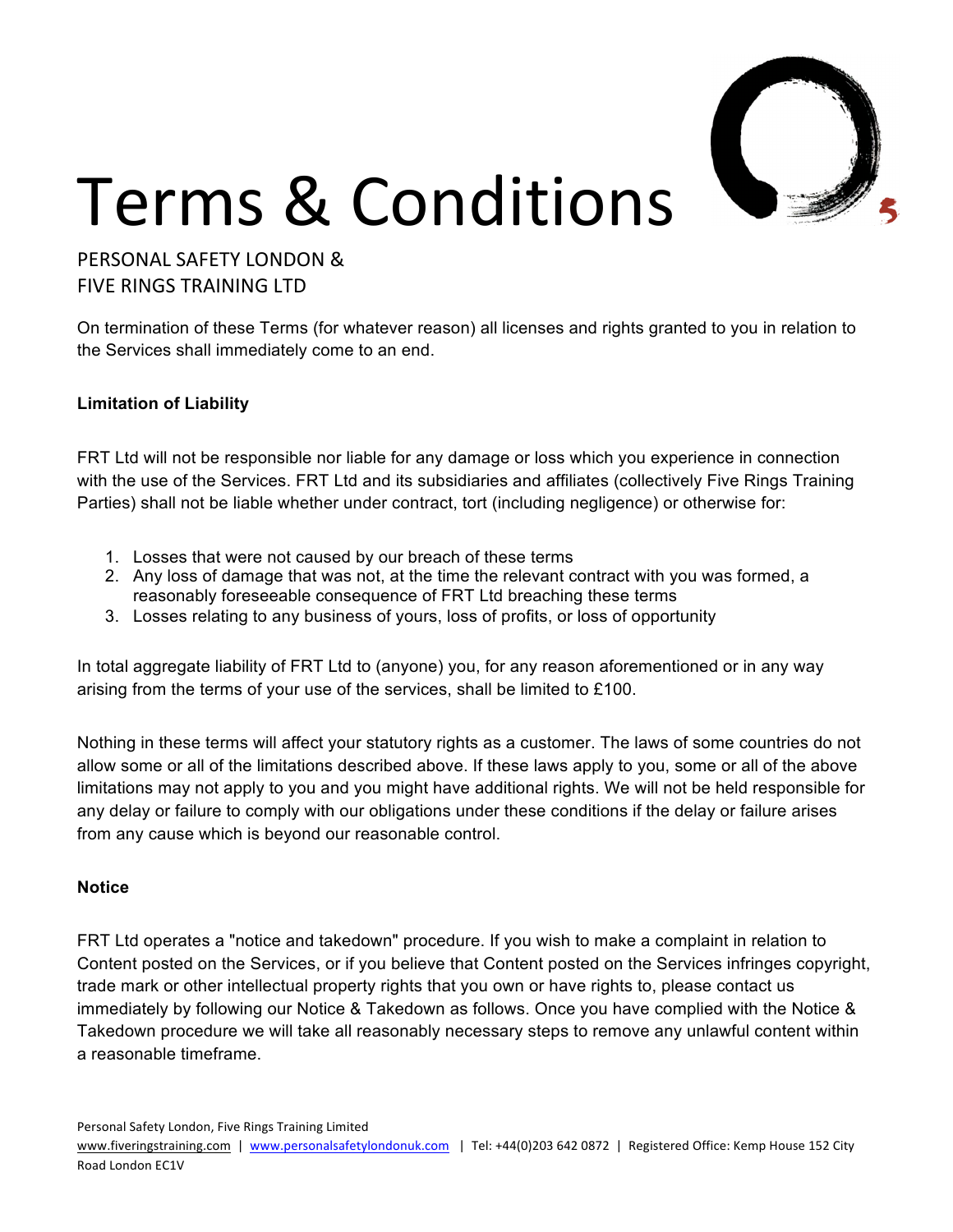# Terms & Conditions

PERSONAL SAFETY LONDON &
FIVE RINGS TRAINING LTD

On termination of these Terms (for whatever reason) all licenses and rights granted to you in relation to the Services shall immediately come to an end.

**Limitation of Liability**

FRT Ltd will not be responsible nor liable for any damage or loss which you experience in connection with the use of the Services. FRT Ltd and its subsidiaries and affiliates (collectively Five Rings Training Parties) shall not be liable whether under contract, tort (including negligence) or otherwise for:

1. Losses that were not caused by our breach of these terms
2. Any loss of damage that was not, at the time the relevant contract with you was formed, a reasonably foreseeable consequence of FRT Ltd breaching these terms
3. Losses relating to any business of yours, loss of profits, or loss of opportunity

In total aggregate liability of FRT Ltd to (anyone) you, for any reason aforementioned or in any way arising from the terms of your use of the services, shall be limited to £100.

Nothing in these terms will affect your statutory rights as a customer. The laws of some countries do not allow some or all of the limitations described above. If these laws apply to you, some or all of the above limitations may not apply to you and you might have additional rights. We will not be held responsible for any delay or failure to comply with our obligations under these conditions if the delay or failure arises from any cause which is beyond our reasonable control.

**Notice**

FRT Ltd operates a "notice and takedown" procedure. If you wish to make a complaint in relation to Content posted on the Services, or if you believe that Content posted on the Services infringes copyright, trade mark or other intellectual property rights that you own or have rights to, please contact us immediately by following our Notice & Takedown as follows. Once you have complied with the Notice & Takedown procedure we will take all reasonably necessary steps to remove any unlawful content within a reasonable timeframe.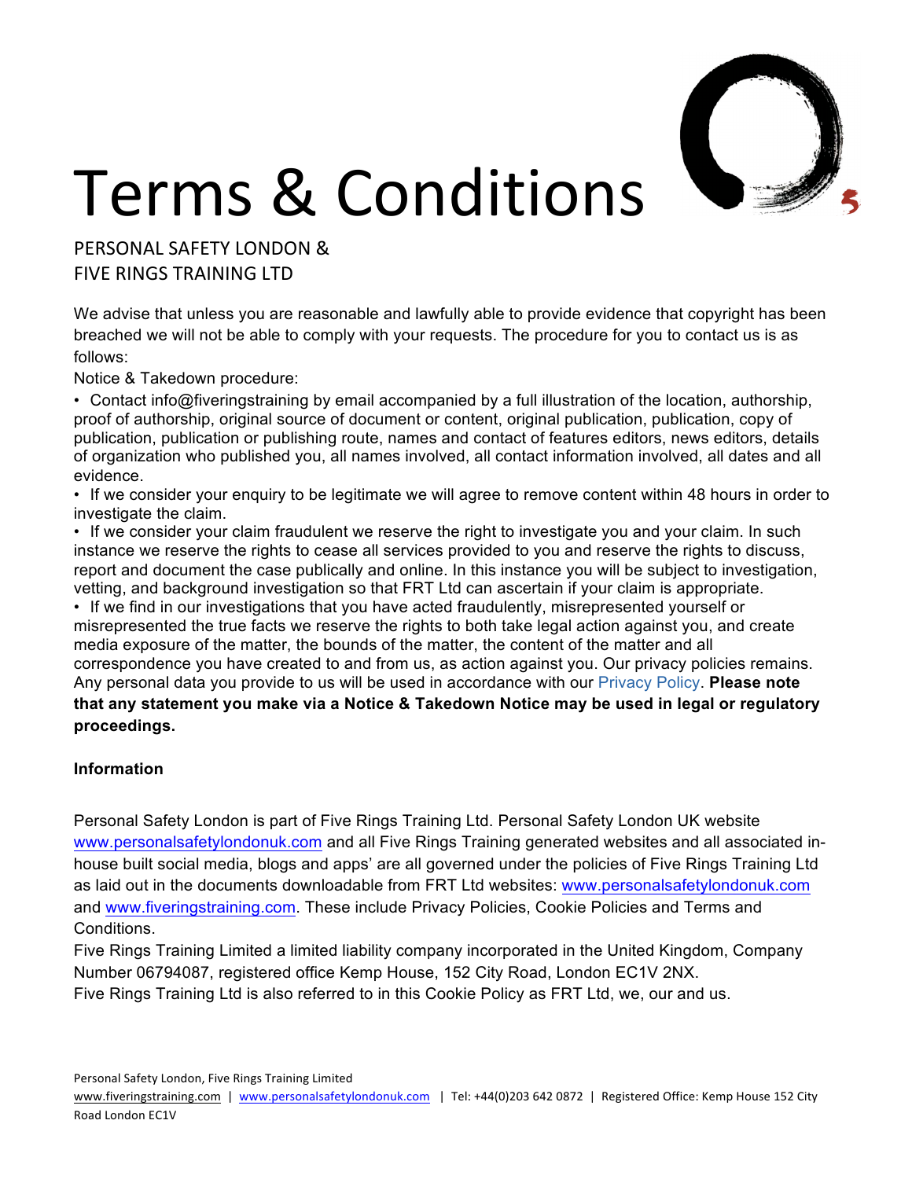# Terms & Conditions

PERSONAL SAFETY LONDON &
FIVE RINGS TRAINING LTD

We advise that unless you are reasonable and lawfully able to provide evidence that copyright has been breached we will not be able to comply with your requests. The procedure for you to contact us is as follows:

Notice & Takedown procedure:

- Contact info@fiveringstraining by email accompanied by a full illustration of the location, authorship, proof of authorship, original source of document or content, original publication, publication, copy of publication, publication or publishing route, names and contact of features editors, news editors, details of organization who published you, all names involved, all contact information involved, all dates and all evidence.
- If we consider your enquiry to be legitimate we will agree to remove content within 48 hours in order to investigate the claim.
- If we consider your claim fraudulent we reserve the right to investigate you and your claim. In such instance we reserve the rights to cease all services provided to you and reserve the rights to discuss, report and document the case publically and online. In this instance you will be subject to investigation, vetting, and background investigation so that FRT Ltd can ascertain if your claim is appropriate.
- If we find in our investigations that you have acted fraudulently, misrepresented yourself or misrepresented the true facts we reserve the rights to both take legal action against you, and create media exposure of the matter, the bounds of the matter, the content of the matter and all correspondence you have created to and from us, as action against you. Our privacy policies remains. Any personal data you provide to us will be used in accordance with our Privacy Policy. **Please note that any statement you make via a Notice & Takedown Notice may be used in legal or regulatory proceedings.**

**Information**

Personal Safety London is part of Five Rings Training Ltd. Personal Safety London UK website www.personalsafetylondonuk.com and all Five Rings Training generated websites and all associated in-house built social media, blogs and apps' are all governed under the policies of Five Rings Training Ltd as laid out in the documents downloadable from FRT Ltd websites: www.personalsafetylondonuk.com and www.fiveringstraining.com. These include Privacy Policies, Cookie Policies and Terms and Conditions.

Five Rings Training Limited a limited liability company incorporated in the United Kingdom, Company Number 06794087, registered office Kemp House, 152 City Road, London EC1V 2NX.

Five Rings Training Ltd is also referred to in this Cookie Policy as FRT Ltd, we, our and us.